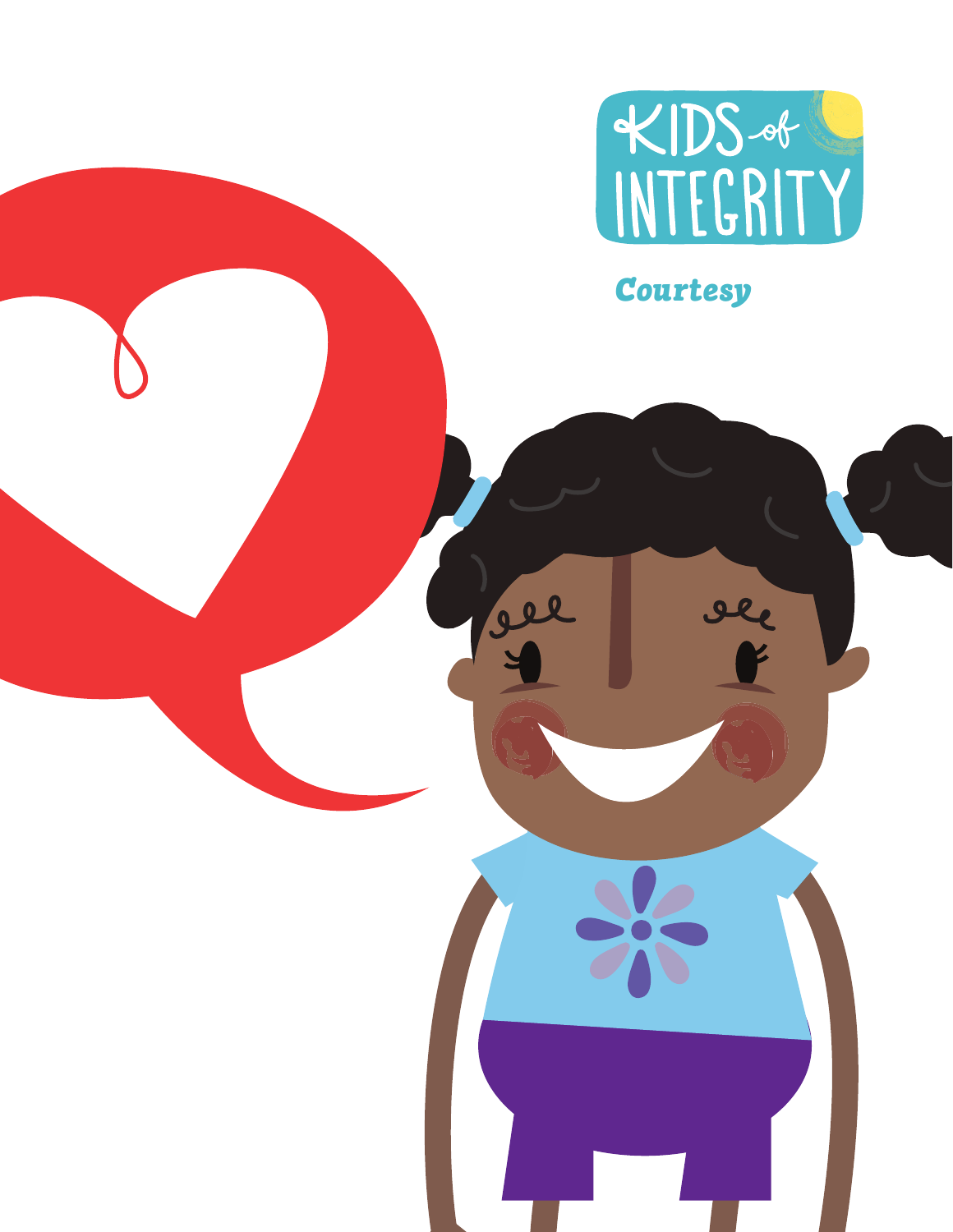# Kids of Integrity

## Courtesy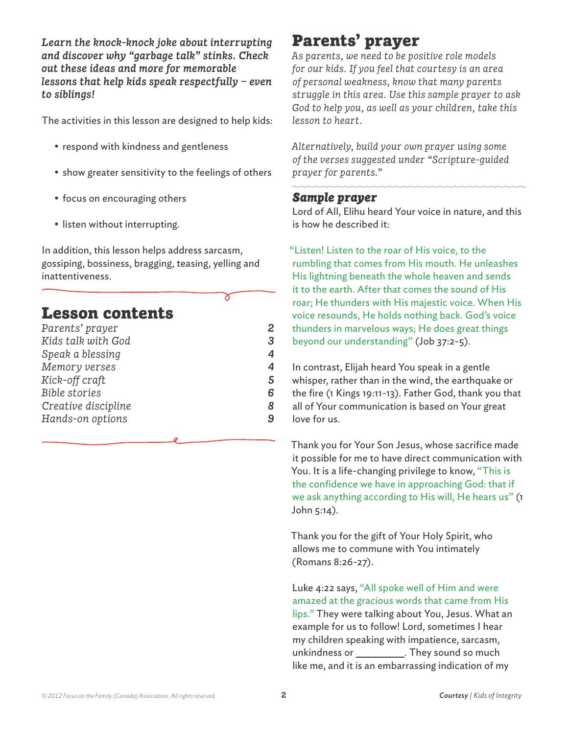***Learn the knock-knock joke about interrupting and discover why "garbage talk" stinks. Check out these ideas and more for memorable lessons that help kids speak respectfully – even to siblings!***

The activities in this lesson are designed to help kids:

- respond with kindness and gentleness
- show greater sensitivity to the feelings of others
- focus on encouraging others
- listen without interrupting.

In addition, this lesson helps address sarcasm, gossiping, bossiness, bragging, teasing, yelling and inattentiveness.

## Lesson contents

| | |
|---|---|
| *Parents' prayer* | *2* |
| *Kids talk with God* | *3* |
| *Speak a blessing* | *4* |
| *Memory verses* | *4* |
| *Kick-off craft* | *5* |
| *Bible stories* | *6* |
| *Creative discipline* | *8* |
| *Hands-on options* | *9* |

# Parents' prayer

*As parents, we need to be positive role models for our kids. If you feel that courtesy is an area of personal weakness, know that many parents struggle in this area. Use this sample prayer to ask God to help you, as well as your children, take this lesson to heart.*

*Alternatively, build your own prayer using some of the verses suggested under "Scripture-guided prayer for parents."*

### *Sample prayer*

Lord of All, Elihu heard Your voice in nature, and this is how he described it:

"Listen! Listen to the roar of His voice, to the rumbling that comes from His mouth. He unleashes His lightning beneath the whole heaven and sends it to the earth. After that comes the sound of His roar; He thunders with His majestic voice. When His voice resounds, He holds nothing back. God's voice thunders in marvelous ways; He does great things beyond our understanding" (Job 37:2-5).

In contrast, Elijah heard You speak in a gentle whisper, rather than in the wind, the earthquake or the fire (1 Kings 19:11-13). Father God, thank you that all of Your communication is based on Your great love for us.

Thank you for Your Son Jesus, whose sacrifice made it possible for me to have direct communication with You. It is a life-changing privilege to know, "This is the confidence we have in approaching God: that if we ask anything according to His will, He hears us" (1 John 5:14).

Thank you for the gift of Your Holy Spirit, who allows me to commune with You intimately (Romans 8:26-27).

Luke 4:22 says, "All spoke well of Him and were amazed at the gracious words that came from His lips." They were talking about You, Jesus. What an example for us to follow! Lord, sometimes I hear my children speaking with impatience, sarcasm, unkindness or _________. They sound so much like me, and it is an embarrassing indication of my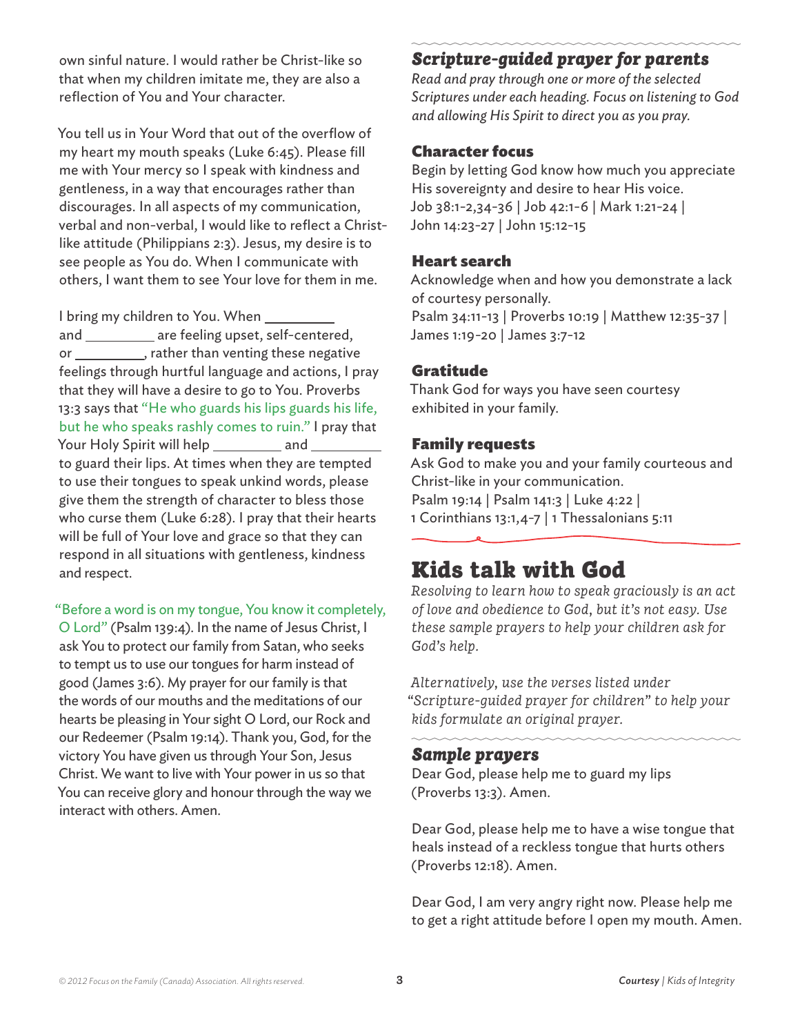own sinful nature. I would rather be Christ-like so that when my children imitate me, they are also a reflection of You and Your character.

You tell us in Your Word that out of the overflow of my heart my mouth speaks (Luke 6:45). Please fill me with Your mercy so I speak with kindness and gentleness, in a way that encourages rather than discourages. In all aspects of my communication, verbal and non-verbal, I would like to reflect a Christ-like attitude (Philippians 2:3). Jesus, my desire is to see people as You do. When I communicate with others, I want them to see Your love for them in me.

I bring my children to You. When _________ and _________ are feeling upset, self-centered, or _________, rather than venting these negative feelings through hurtful language and actions, I pray that they will have a desire to go to You. Proverbs 13:3 says that "He who guards his lips guards his life, but he who speaks rashly comes to ruin." I pray that Your Holy Spirit will help _________ and _________ to guard their lips. At times when they are tempted to use their tongues to speak unkind words, please give them the strength of character to bless those who curse them (Luke 6:28). I pray that their hearts will be full of Your love and grace so that they can respond in all situations with gentleness, kindness and respect.

"Before a word is on my tongue, You know it completely, O Lord" (Psalm 139:4). In the name of Jesus Christ, I ask You to protect our family from Satan, who seeks to tempt us to use our tongues for harm instead of good (James 3:6). My prayer for our family is that the words of our mouths and the meditations of our hearts be pleasing in Your sight O Lord, our Rock and our Redeemer (Psalm 19:14). Thank you, God, for the victory You have given us through Your Son, Jesus Christ. We want to live with Your power in us so that You can receive glory and honour through the way we interact with others. Amen.

## *Scripture-guided prayer for parents*

*Read and pray through one or more of the selected Scriptures under each heading. Focus on listening to God and allowing His Spirit to direct you as you pray.*

### Character focus

Begin by letting God know how much you appreciate His sovereignty and desire to hear His voice.
Job 38:1-2,34-36 | Job 42:1-6 | Mark 1:21-24 | John 14:23-27 | John 15:12-15

### Heart search

Acknowledge when and how you demonstrate a lack of courtesy personally.
Psalm 34:11-13 | Proverbs 10:19 | Matthew 12:35-37 | James 1:19-20 | James 3:7-12

### Gratitude

Thank God for ways you have seen courtesy exhibited in your family.

### Family requests

Ask God to make you and your family courteous and Christ-like in your communication.
Psalm 19:14 | Psalm 141:3 | Luke 4:22 | 1 Corinthians 13:1,4-7 | 1 Thessalonians 5:11

# Kids talk with God

*Resolving to learn how to speak graciously is an act of love and obedience to God, but it's not easy. Use these sample prayers to help your children ask for God's help.*

*Alternatively, use the verses listed under "Scripture-guided prayer for children" to help your kids formulate an original prayer.*

## *Sample prayers*

Dear God, please help me to guard my lips (Proverbs 13:3). Amen.

Dear God, please help me to have a wise tongue that heals instead of a reckless tongue that hurts others (Proverbs 12:18). Amen.

Dear God, I am very angry right now. Please help me to get a right attitude before I open my mouth. Amen.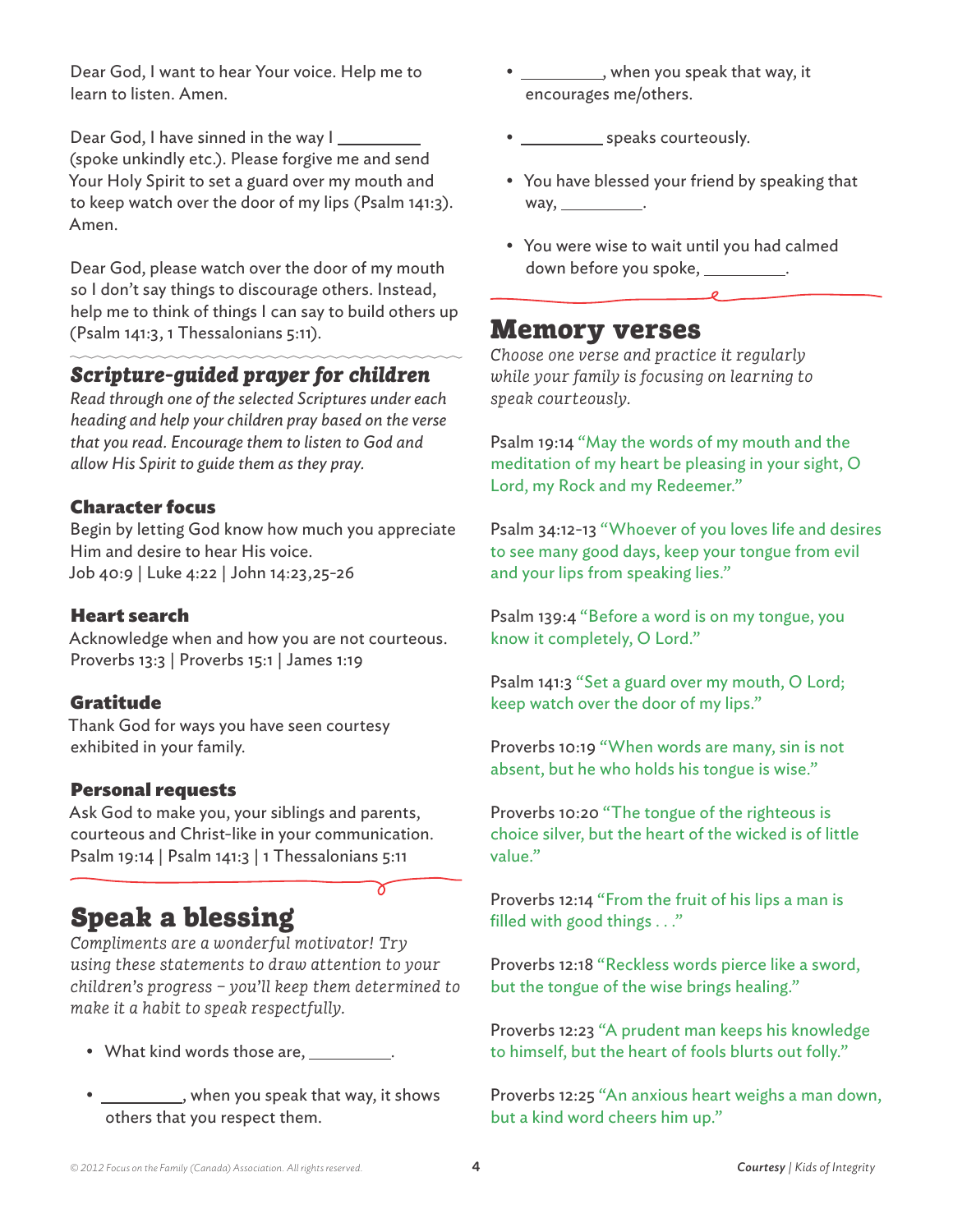Dear God, I want to hear Your voice. Help me to learn to listen. Amen.

Dear God, I have sinned in the way I _________ (spoke unkindly etc.). Please forgive me and send Your Holy Spirit to set a guard over my mouth and to keep watch over the door of my lips (Psalm 141:3). Amen.

Dear God, please watch over the door of my mouth so I don't say things to discourage others. Instead, help me to think of things I can say to build others up (Psalm 141:3, 1 Thessalonians 5:11).

## *Scripture-guided prayer for children*

*Read through one of the selected Scriptures under each heading and help your children pray based on the verse that you read. Encourage them to listen to God and allow His Spirit to guide them as they pray.*

### Character focus

Begin by letting God know how much you appreciate Him and desire to hear His voice.
Job 40:9 | Luke 4:22 | John 14:23,25-26

### Heart search

Acknowledge when and how you are not courteous.
Proverbs 13:3 | Proverbs 15:1 | James 1:19

### Gratitude

Thank God for ways you have seen courtesy exhibited in your family.

### Personal requests

Ask God to make you, your siblings and parents, courteous and Christ-like in your communication.
Psalm 19:14 | Psalm 141:3 | 1 Thessalonians 5:11

# Speak a blessing

*Compliments are a wonderful motivator! Try using these statements to draw attention to your children's progress – you'll keep them determined to make it a habit to speak respectfully.*

- What kind words those are, _________.
- _________, when you speak that way, it shows others that you respect them.
- _________, when you speak that way, it encourages me/others.
- _________ speaks courteously.
- You have blessed your friend by speaking that way, _________.
- You were wise to wait until you had calmed down before you spoke, _________.

# Memory verses

*Choose one verse and practice it regularly while your family is focusing on learning to speak courteously.*

Psalm 19:14 "May the words of my mouth and the meditation of my heart be pleasing in your sight, O Lord, my Rock and my Redeemer."

Psalm 34:12-13 "Whoever of you loves life and desires to see many good days, keep your tongue from evil and your lips from speaking lies."

Psalm 139:4 "Before a word is on my tongue, you know it completely, O Lord."

Psalm 141:3 "Set a guard over my mouth, O Lord; keep watch over the door of my lips."

Proverbs 10:19 "When words are many, sin is not absent, but he who holds his tongue is wise."

Proverbs 10:20 "The tongue of the righteous is choice silver, but the heart of the wicked is of little value."

Proverbs 12:14 "From the fruit of his lips a man is filled with good things . . ."

Proverbs 12:18 "Reckless words pierce like a sword, but the tongue of the wise brings healing."

Proverbs 12:23 "A prudent man keeps his knowledge to himself, but the heart of fools blurts out folly."

Proverbs 12:25 "An anxious heart weighs a man down, but a kind word cheers him up."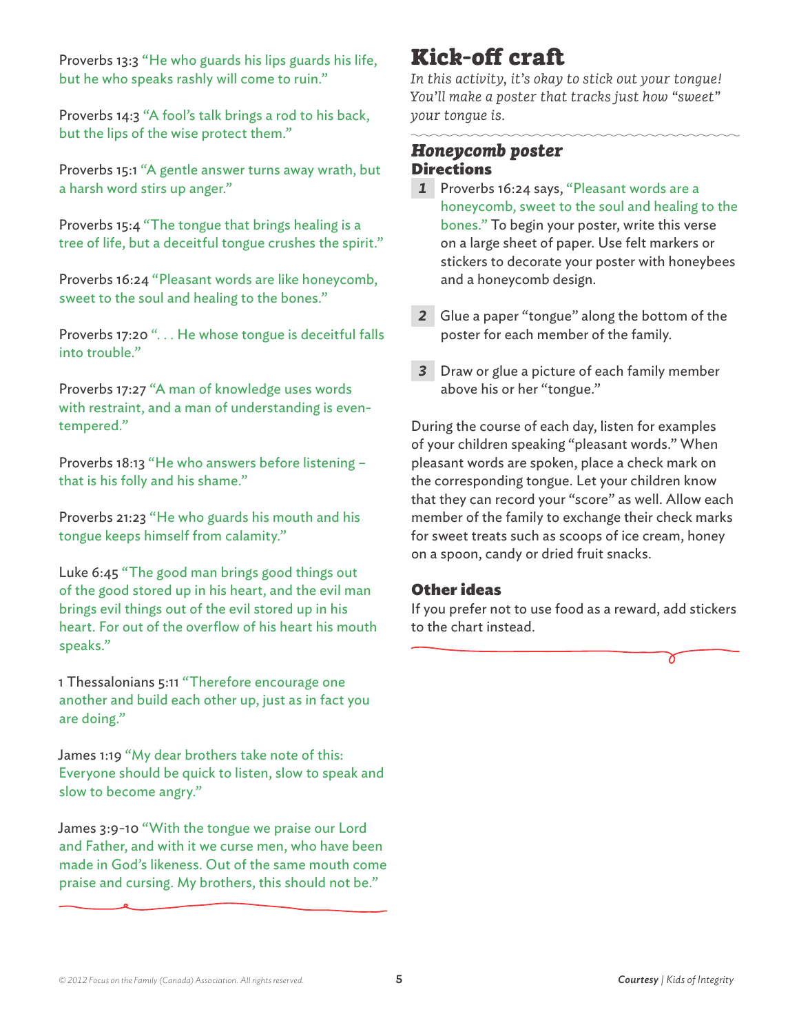Proverbs 13:3 "He who guards his lips guards his life, but he who speaks rashly will come to ruin."

Proverbs 14:3 "A fool's talk brings a rod to his back, but the lips of the wise protect them."

Proverbs 15:1 "A gentle answer turns away wrath, but a harsh word stirs up anger."

Proverbs 15:4 "The tongue that brings healing is a tree of life, but a deceitful tongue crushes the spirit."

Proverbs 16:24 "Pleasant words are like honeycomb, sweet to the soul and healing to the bones."

Proverbs 17:20 ". . . He whose tongue is deceitful falls into trouble."

Proverbs 17:27 "A man of knowledge uses words with restraint, and a man of understanding is even-tempered."

Proverbs 18:13 "He who answers before listening – that is his folly and his shame."

Proverbs 21:23 "He who guards his mouth and his tongue keeps himself from calamity."

Luke 6:45 "The good man brings good things out of the good stored up in his heart, and the evil man brings evil things out of the evil stored up in his heart. For out of the overflow of his heart his mouth speaks."

1 Thessalonians 5:11 "Therefore encourage one another and build each other up, just as in fact you are doing."

James 1:19 "My dear brothers take note of this: Everyone should be quick to listen, slow to speak and slow to become angry."

James 3:9-10 "With the tongue we praise our Lord and Father, and with it we curse men, who have been made in God's likeness. Out of the same mouth come praise and cursing. My brothers, this should not be."

# Kick-off craft

*In this activity, it's okay to stick out your tongue! You'll make a poster that tracks just how "sweet" your tongue is.*

## *Honeycomb poster*

### Directions

1. Proverbs 16:24 says, "Pleasant words are a honeycomb, sweet to the soul and healing to the bones." To begin your poster, write this verse on a large sheet of paper. Use felt markers or stickers to decorate your poster with honeybees and a honeycomb design.
2. Glue a paper "tongue" along the bottom of the poster for each member of the family.
3. Draw or glue a picture of each family member above his or her "tongue."

During the course of each day, listen for examples of your children speaking "pleasant words." When pleasant words are spoken, place a check mark on the corresponding tongue. Let your children know that they can record your "score" as well. Allow each member of the family to exchange their check marks for sweet treats such as scoops of ice cream, honey on a spoon, candy or dried fruit snacks.

### Other ideas

If you prefer not to use food as a reward, add stickers to the chart instead.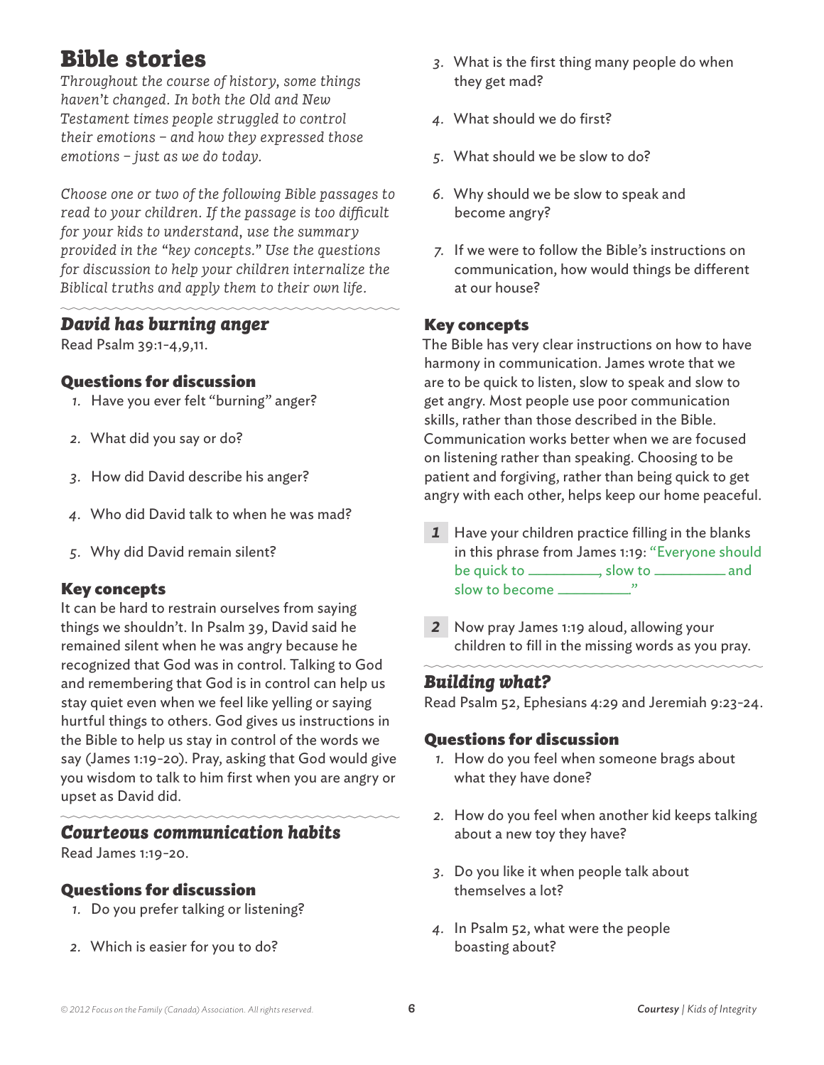# Bible stories

*Throughout the course of history, some things haven't changed. In both the Old and New Testament times people struggled to control their emotions – and how they expressed those emotions – just as we do today.*

*Choose one or two of the following Bible passages to read to your children. If the passage is too difficult for your kids to understand, use the summary provided in the "key concepts." Use the questions for discussion to help your children internalize the Biblical truths and apply them to their own life.*

## *David has burning anger*

Read Psalm 39:1-4,9,11.

### Questions for discussion

1. Have you ever felt "burning" anger?
2. What did you say or do?
3. How did David describe his anger?
4. Who did David talk to when he was mad?
5. Why did David remain silent?

### Key concepts

It can be hard to restrain ourselves from saying things we shouldn't. In Psalm 39, David said he remained silent when he was angry because he recognized that God was in control. Talking to God and remembering that God is in control can help us stay quiet even when we feel like yelling or saying hurtful things to others. God gives us instructions in the Bible to help us stay in control of the words we say (James 1:19-20). Pray, asking that God would give you wisdom to talk to him first when you are angry or upset as David did.

## *Courteous communication habits*

Read James 1:19-20.

### Questions for discussion

1. Do you prefer talking or listening?
2. Which is easier for you to do?
3. What is the first thing many people do when they get mad?
4. What should we do first?
5. What should we be slow to do?
6. Why should we be slow to speak and become angry?
7. If we were to follow the Bible's instructions on communication, how would things be different at our house?

### Key concepts

The Bible has very clear instructions on how to have harmony in communication. James wrote that we are to be quick to listen, slow to speak and slow to get angry. Most people use poor communication skills, rather than those described in the Bible. Communication works better when we are focused on listening rather than speaking. Choosing to be patient and forgiving, rather than being quick to get angry with each other, helps keep our home peaceful.

**1** Have your children practice filling in the blanks in this phrase from James 1:19: "Everyone should be quick to __________, slow to __________ and slow to become __________."

**2** Now pray James 1:19 aloud, allowing your children to fill in the missing words as you pray.

## *Building what?*

Read Psalm 52, Ephesians 4:29 and Jeremiah 9:23-24.

### Questions for discussion

1. How do you feel when someone brags about what they have done?
2. How do you feel when another kid keeps talking about a new toy they have?
3. Do you like it when people talk about themselves a lot?
4. In Psalm 52, what were the people boasting about?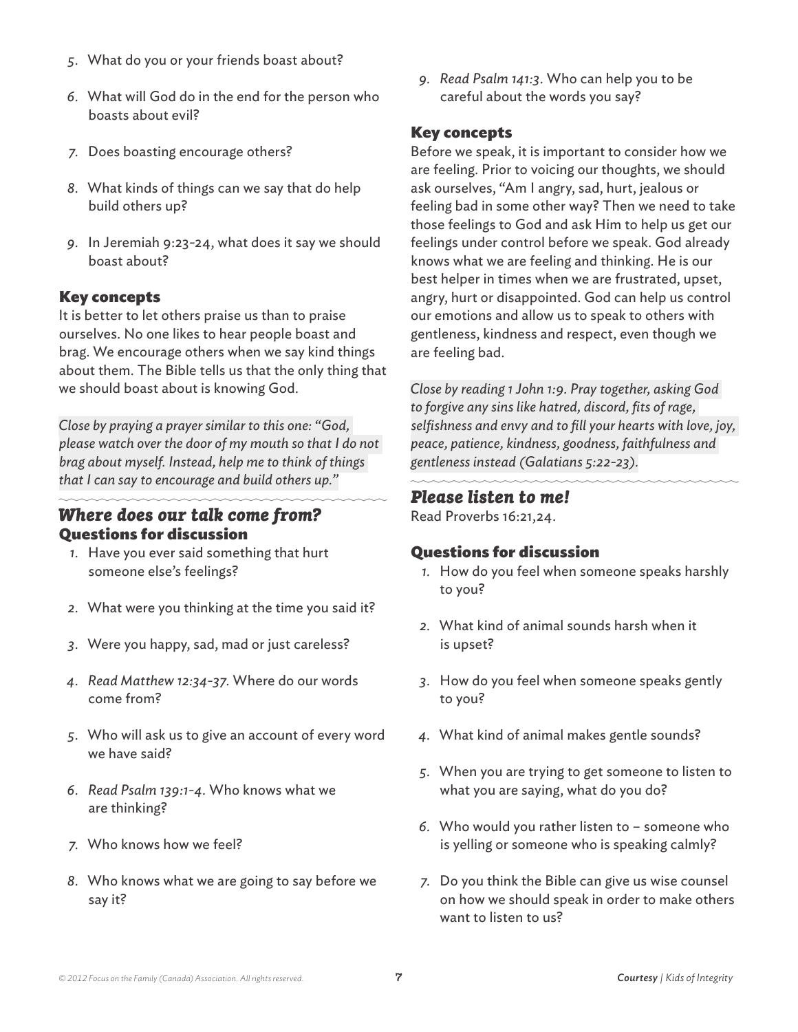5. What do you or your friends boast about?

6. What will God do in the end for the person who boasts about evil?

7. Does boasting encourage others?

8. What kinds of things can we say that do help build others up?

9. In Jeremiah 9:23-24, what does it say we should boast about?

### Key concepts

It is better to let others praise us than to praise ourselves. No one likes to hear people boast and brag. We encourage others when we say kind things about them. The Bible tells us that the only thing that we should boast about is knowing God.

*Close by praying a prayer similar to this one: "God, please watch over the door of my mouth so that I do not brag about myself. Instead, help me to think of things that I can say to encourage and build others up."*

## *Where does our talk come from?*

### Questions for discussion

1. Have you ever said something that hurt someone else's feelings?

2. What were you thinking at the time you said it?

3. Were you happy, sad, mad or just careless?

4. *Read Matthew 12:34-37.* Where do our words come from?

5. Who will ask us to give an account of every word we have said?

6. *Read Psalm 139:1-4.* Who knows what we are thinking?

7. Who knows how we feel?

8. Who knows what we are going to say before we say it?

9. *Read Psalm 141:3.* Who can help you to be careful about the words you say?

### Key concepts

Before we speak, it is important to consider how we are feeling. Prior to voicing our thoughts, we should ask ourselves, "Am I angry, sad, hurt, jealous or feeling bad in some other way? Then we need to take those feelings to God and ask Him to help us get our feelings under control before we speak. God already knows what we are feeling and thinking. He is our best helper in times when we are frustrated, upset, angry, hurt or disappointed. God can help us control our emotions and allow us to speak to others with gentleness, kindness and respect, even though we are feeling bad.

*Close by reading 1 John 1:9. Pray together, asking God to forgive any sins like hatred, discord, fits of rage, selfishness and envy and to fill your hearts with love, joy, peace, patience, kindness, goodness, faithfulness and gentleness instead (Galatians 5:22-23).*

## *Please listen to me!*

Read Proverbs 16:21,24.

### Questions for discussion

1. How do you feel when someone speaks harshly to you?

2. What kind of animal sounds harsh when it is upset?

3. How do you feel when someone speaks gently to you?

4. What kind of animal makes gentle sounds?

5. When you are trying to get someone to listen to what you are saying, what do you do?

6. Who would you rather listen to – someone who is yelling or someone who is speaking calmly?

7. Do you think the Bible can give us wise counsel on how we should speak in order to make others want to listen to us?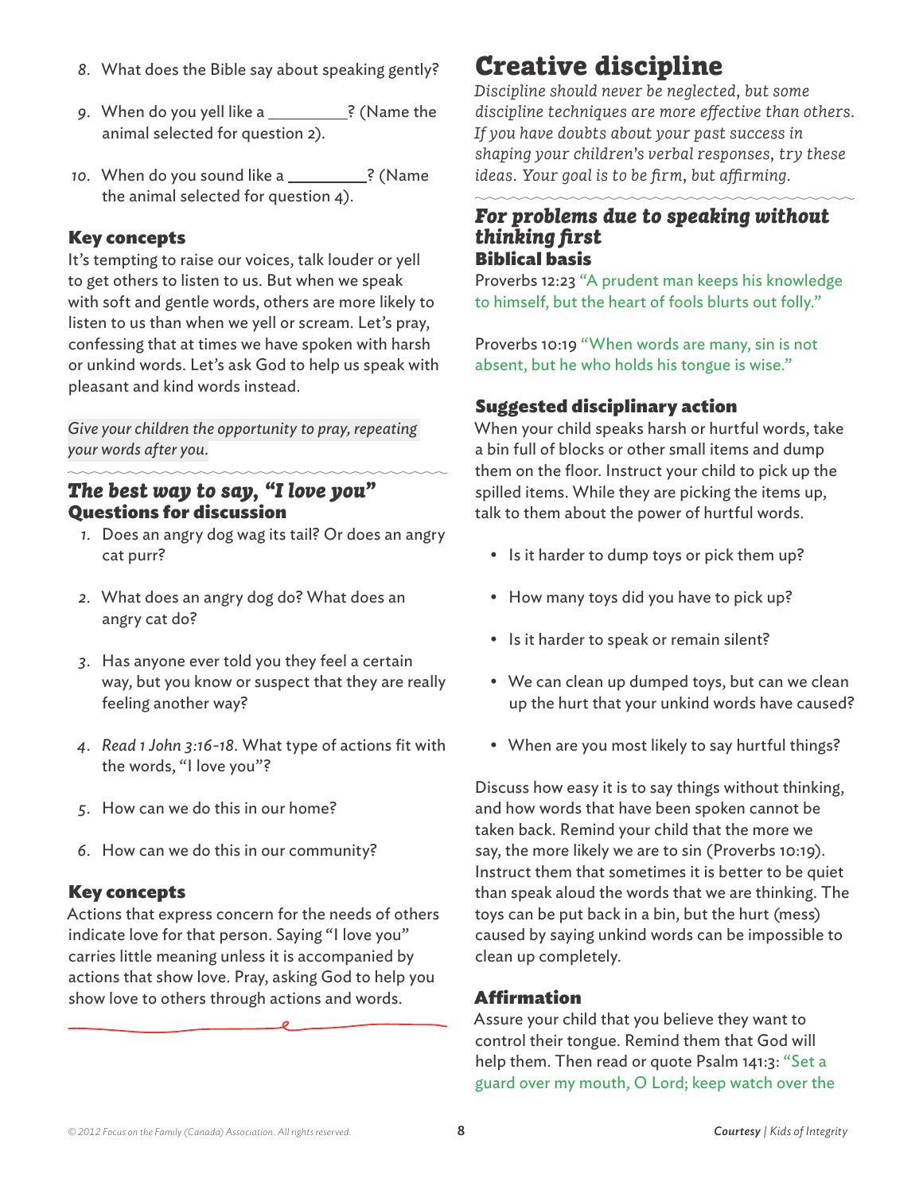8. What does the Bible say about speaking gently?

9. When do you yell like a _________? (Name the animal selected for question 2).

10. When do you sound like a _________? (Name the animal selected for question 4).

### Key concepts

It's tempting to raise our voices, talk louder or yell to get others to listen to us. But when we speak with soft and gentle words, others are more likely to listen to us than when we yell or scream. Let's pray, confessing that at times we have spoken with harsh or unkind words. Let's ask God to help us speak with pleasant and kind words instead.

*Give your children the opportunity to pray, repeating your words after you.*

## *The best way to say, "I love you"*

### Questions for discussion

1. Does an angry dog wag its tail? Or does an angry cat purr?

2. What does an angry dog do? What does an angry cat do?

3. Has anyone ever told you they feel a certain way, but you know or suspect that they are really feeling another way?

4. *Read 1 John 3:16-18.* What type of actions fit with the words, "I love you"?

5. How can we do this in our home?

6. How can we do this in our community?

### Key concepts

Actions that express concern for the needs of others indicate love for that person. Saying "I love you" carries little meaning unless it is accompanied by actions that show love. Pray, asking God to help you show love to others through actions and words.

# Creative discipline

*Discipline should never be neglected, but some discipline techniques are more effective than others. If you have doubts about your past success in shaping your children's verbal responses, try these ideas. Your goal is to be firm, but affirming.*

## *For problems due to speaking without thinking first*

### Biblical basis

Proverbs 12:23 "A prudent man keeps his knowledge to himself, but the heart of fools blurts out folly."

Proverbs 10:19 "When words are many, sin is not absent, but he who holds his tongue is wise."

### Suggested disciplinary action

When your child speaks harsh or hurtful words, take a bin full of blocks or other small items and dump them on the floor. Instruct your child to pick up the spilled items. While they are picking the items up, talk to them about the power of hurtful words.

- Is it harder to dump toys or pick them up?
- How many toys did you have to pick up?
- Is it harder to speak or remain silent?
- We can clean up dumped toys, but can we clean up the hurt that your unkind words have caused?
- When are you most likely to say hurtful things?

Discuss how easy it is to say things without thinking, and how words that have been spoken cannot be taken back. Remind your child that the more we say, the more likely we are to sin (Proverbs 10:19). Instruct them that sometimes it is better to be quiet than speak aloud the words that we are thinking. The toys can be put back in a bin, but the hurt (mess) caused by saying unkind words can be impossible to clean up completely.

### Affirmation

Assure your child that you believe they want to control their tongue. Remind them that God will help them. Then read or quote Psalm 141:3: "Set a guard over my mouth, O Lord; keep watch over the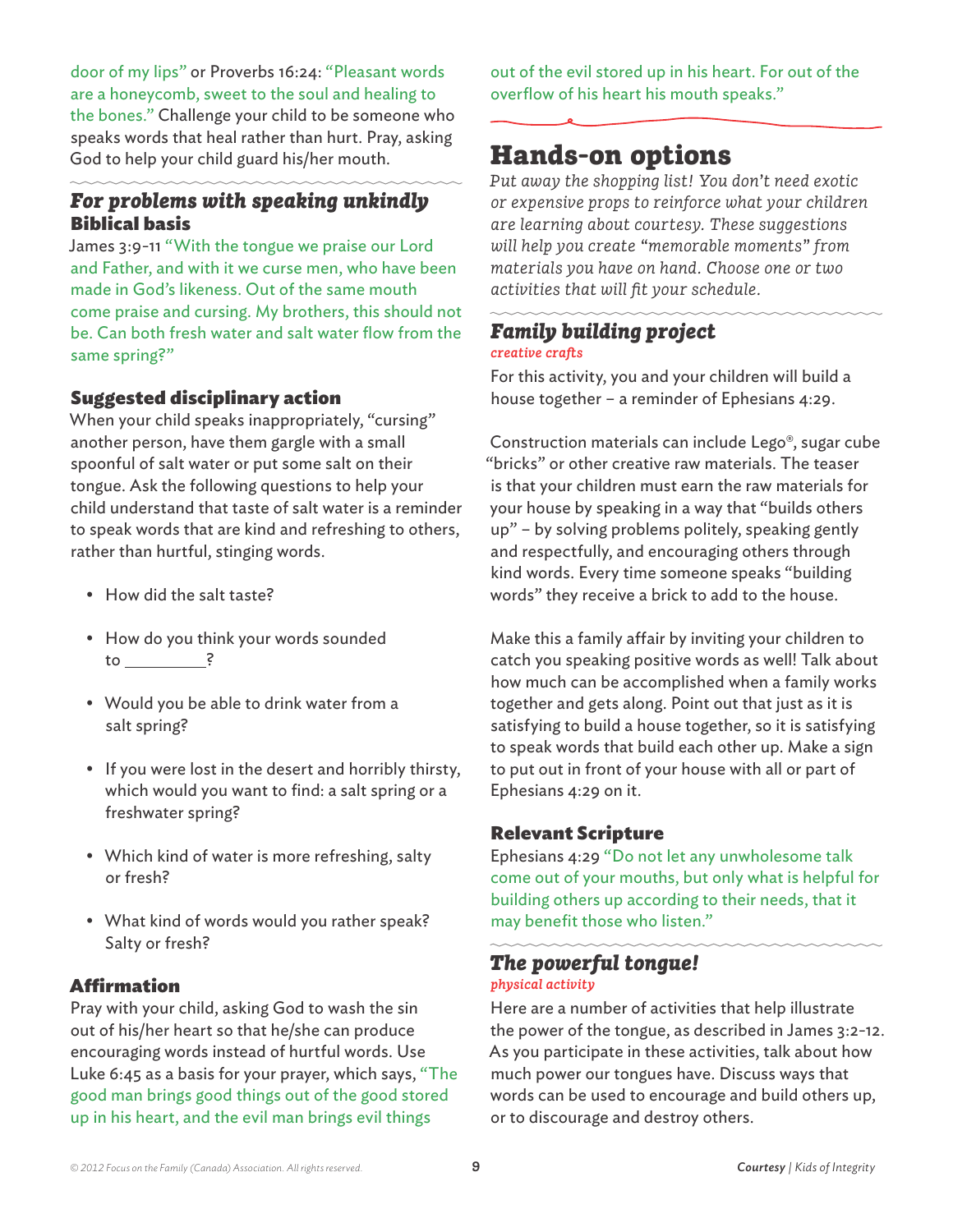door of my lips" or Proverbs 16:24: "Pleasant words are a honeycomb, sweet to the soul and healing to the bones." Challenge your child to be someone who speaks words that heal rather than hurt. Pray, asking God to help your child guard his/her mouth.

### *For problems with speaking unkindly*

#### Biblical basis

James 3:9-11 "With the tongue we praise our Lord and Father, and with it we curse men, who have been made in God's likeness. Out of the same mouth come praise and cursing. My brothers, this should not be. Can both fresh water and salt water flow from the same spring?"

#### Suggested disciplinary action

When your child speaks inappropriately, "cursing" another person, have them gargle with a small spoonful of salt water or put some salt on their tongue. Ask the following questions to help your child understand that taste of salt water is a reminder to speak words that are kind and refreshing to others, rather than hurtful, stinging words.

- How did the salt taste?
- How do you think your words sounded to __________?
- Would you be able to drink water from a salt spring?
- If you were lost in the desert and horribly thirsty, which would you want to find: a salt spring or a freshwater spring?
- Which kind of water is more refreshing, salty or fresh?
- What kind of words would you rather speak? Salty or fresh?

#### Affirmation

Pray with your child, asking God to wash the sin out of his/her heart so that he/she can produce encouraging words instead of hurtful words. Use Luke 6:45 as a basis for your prayer, which says, "The good man brings good things out of the good stored up in his heart, and the evil man brings evil things out of the evil stored up in his heart. For out of the overflow of his heart his mouth speaks."

## Hands-on options

*Put away the shopping list! You don't need exotic or expensive props to reinforce what your children are learning about courtesy. These suggestions will help you create "memorable moments" from materials you have on hand. Choose one or two activities that will fit your schedule.*

### *Family building project*

*creative crafts*

For this activity, you and your children will build a house together – a reminder of Ephesians 4:29.

Construction materials can include Lego®, sugar cube "bricks" or other creative raw materials. The teaser is that your children must earn the raw materials for your house by speaking in a way that "builds others up" – by solving problems politely, speaking gently and respectfully, and encouraging others through kind words. Every time someone speaks "building words" they receive a brick to add to the house.

Make this a family affair by inviting your children to catch you speaking positive words as well! Talk about how much can be accomplished when a family works together and gets along. Point out that just as it is satisfying to build a house together, so it is satisfying to speak words that build each other up. Make a sign to put out in front of your house with all or part of Ephesians 4:29 on it.

#### Relevant Scripture

Ephesians 4:29 "Do not let any unwholesome talk come out of your mouths, but only what is helpful for building others up according to their needs, that it may benefit those who listen."

### *The powerful tongue!*

*physical activity*

Here are a number of activities that help illustrate the power of the tongue, as described in James 3:2-12. As you participate in these activities, talk about how much power our tongues have. Discuss ways that words can be used to encourage and build others up, or to discourage and destroy others.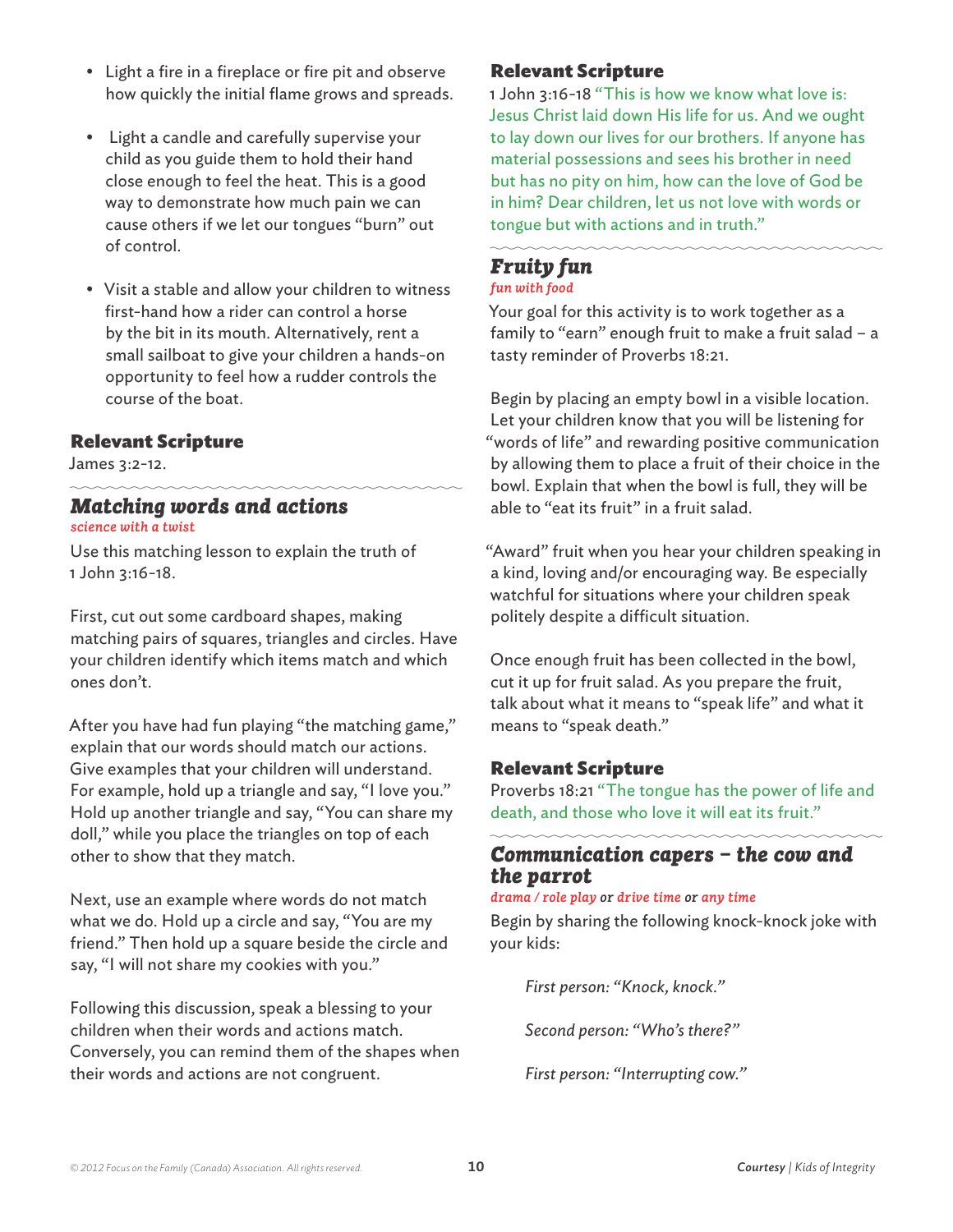- Light a fire in a fireplace or fire pit and observe how quickly the initial flame grows and spreads.
- Light a candle and carefully supervise your child as you guide them to hold their hand close enough to feel the heat. This is a good way to demonstrate how much pain we can cause others if we let our tongues "burn" out of control.
- Visit a stable and allow your children to witness first-hand how a rider can control a horse by the bit in its mouth. Alternatively, rent a small sailboat to give your children a hands-on opportunity to feel how a rudder controls the course of the boat.

### Relevant Scripture

James 3:2-12.

## *Matching words and actions*

*science with a twist*

Use this matching lesson to explain the truth of 1 John 3:16-18.

First, cut out some cardboard shapes, making matching pairs of squares, triangles and circles. Have your children identify which items match and which ones don't.

After you have had fun playing "the matching game," explain that our words should match our actions. Give examples that your children will understand. For example, hold up a triangle and say, "I love you." Hold up another triangle and say, "You can share my doll," while you place the triangles on top of each other to show that they match.

Next, use an example where words do not match what we do. Hold up a circle and say, "You are my friend." Then hold up a square beside the circle and say, "I will not share my cookies with you."

Following this discussion, speak a blessing to your children when their words and actions match. Conversely, you can remind them of the shapes when their words and actions are not congruent.

### Relevant Scripture

1 John 3:16-18 "This is how we know what love is: Jesus Christ laid down His life for us. And we ought to lay down our lives for our brothers. If anyone has material possessions and sees his brother in need but has no pity on him, how can the love of God be in him? Dear children, let us not love with words or tongue but with actions and in truth."

## *Fruity fun*

*fun with food*

Your goal for this activity is to work together as a family to "earn" enough fruit to make a fruit salad – a tasty reminder of Proverbs 18:21.

Begin by placing an empty bowl in a visible location. Let your children know that you will be listening for "words of life" and rewarding positive communication by allowing them to place a fruit of their choice in the bowl. Explain that when the bowl is full, they will be able to "eat its fruit" in a fruit salad.

"Award" fruit when you hear your children speaking in a kind, loving and/or encouraging way. Be especially watchful for situations where your children speak politely despite a difficult situation.

Once enough fruit has been collected in the bowl, cut it up for fruit salad. As you prepare the fruit, talk about what it means to "speak life" and what it means to "speak death."

### Relevant Scripture

Proverbs 18:21 "The tongue has the power of life and death, and those who love it will eat its fruit."

## *Communication capers – the cow and the parrot*

*drama / role play* or *drive time* or *any time*

Begin by sharing the following knock-knock joke with your kids:

*First person: "Knock, knock."*

*Second person: "Who's there?"*

*First person: "Interrupting cow."*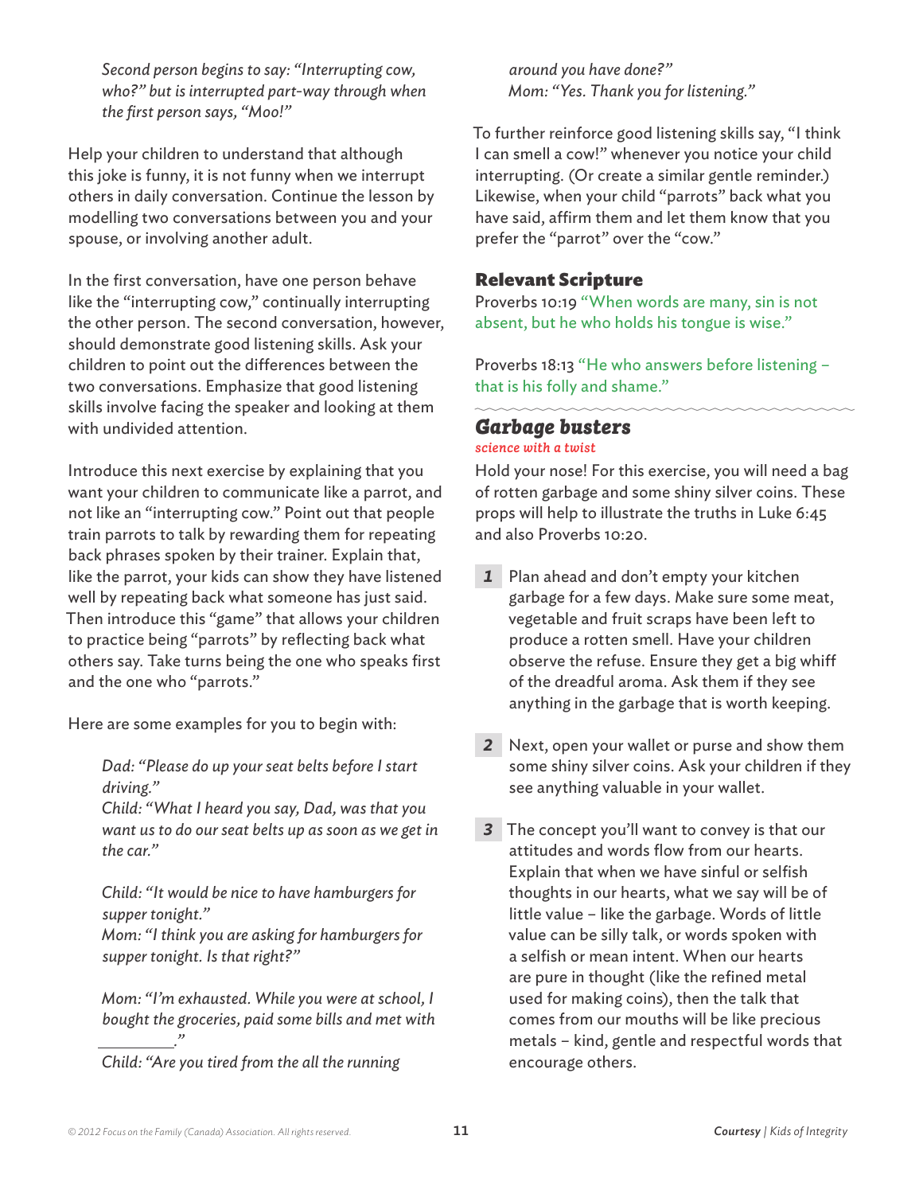*Second person begins to say: "Interrupting cow, who?" but is interrupted part-way through when the first person says, "Moo!"*

Help your children to understand that although this joke is funny, it is not funny when we interrupt others in daily conversation. Continue the lesson by modelling two conversations between you and your spouse, or involving another adult.

In the first conversation, have one person behave like the "interrupting cow," continually interrupting the other person. The second conversation, however, should demonstrate good listening skills. Ask your children to point out the differences between the two conversations. Emphasize that good listening skills involve facing the speaker and looking at them with undivided attention.

Introduce this next exercise by explaining that you want your children to communicate like a parrot, and not like an "interrupting cow." Point out that people train parrots to talk by rewarding them for repeating back phrases spoken by their trainer. Explain that, like the parrot, your kids can show they have listened well by repeating back what someone has just said. Then introduce this "game" that allows your children to practice being "parrots" by reflecting back what others say. Take turns being the one who speaks first and the one who "parrots."

Here are some examples for you to begin with:

*Dad: "Please do up your seat belts before I start driving."*
*Child: "What I heard you say, Dad, was that you want us to do our seat belts up as soon as we get in the car."*

*Child: "It would be nice to have hamburgers for supper tonight."*
*Mom: "I think you are asking for hamburgers for supper tonight. Is that right?"*

*Mom: "I'm exhausted. While you were at school, I bought the groceries, paid some bills and met with \_\_\_\_\_\_\_\_\_."*
*Child: "Are you tired from the all the running around you have done?"*
*Mom: "Yes. Thank you for listening."*

To further reinforce good listening skills say, "I think I can smell a cow!" whenever you notice your child interrupting. (Or create a similar gentle reminder.) Likewise, when your child "parrots" back what you have said, affirm them and let them know that you prefer the "parrot" over the "cow."

### Relevant Scripture

Proverbs 10:19 "When words are many, sin is not absent, but he who holds his tongue is wise."

Proverbs 18:13 "He who answers before listening – that is his folly and shame."

## Garbage busters

*science with a twist*

Hold your nose! For this exercise, you will need a bag of rotten garbage and some shiny silver coins. These props will help to illustrate the truths in Luke 6:45 and also Proverbs 10:20.

1. Plan ahead and don't empty your kitchen garbage for a few days. Make sure some meat, vegetable and fruit scraps have been left to produce a rotten smell. Have your children observe the refuse. Ensure they get a big whiff of the dreadful aroma. Ask them if they see anything in the garbage that is worth keeping.

2. Next, open your wallet or purse and show them some shiny silver coins. Ask your children if they see anything valuable in your wallet.

3. The concept you'll want to convey is that our attitudes and words flow from our hearts. Explain that when we have sinful or selfish thoughts in our hearts, what we say will be of little value – like the garbage. Words of little value can be silly talk, or words spoken with a selfish or mean intent. When our hearts are pure in thought (like the refined metal used for making coins), then the talk that comes from our mouths will be like precious metals – kind, gentle and respectful words that encourage others.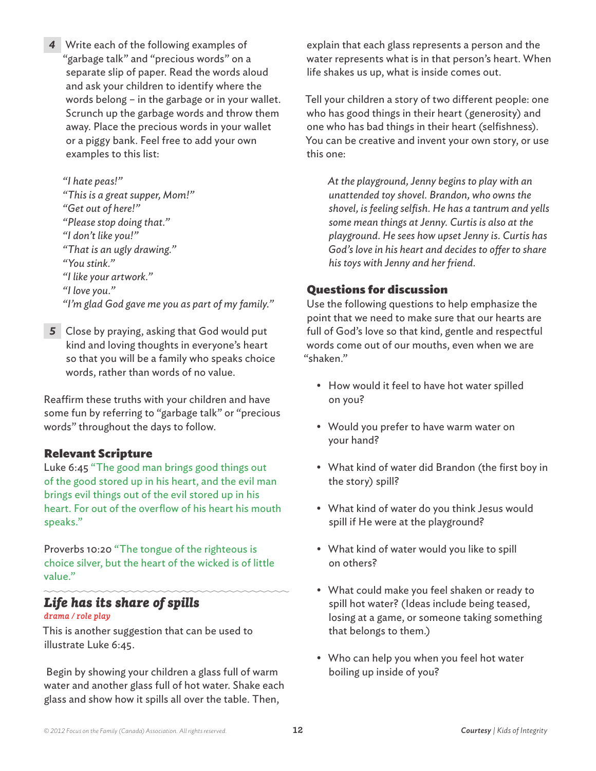4. Write each of the following examples of "garbage talk" and "precious words" on a separate slip of paper. Read the words aloud and ask your children to identify where the words belong – in the garbage or in your wallet. Scrunch up the garbage words and throw them away. Place the precious words in your wallet or a piggy bank. Feel free to add your own examples to this list:

   *"I hate peas!"*
   *"This is a great supper, Mom!"*
   *"Get out of here!"*
   *"Please stop doing that."*
   *"I don't like you!"*
   *"That is an ugly drawing."*
   *"You stink."*
   *"I like your artwork."*
   *"I love you."*
   *"I'm glad God gave me you as part of my family."*

5. Close by praying, asking that God would put kind and loving thoughts in everyone's heart so that you will be a family who speaks choice words, rather than words of no value.

Reaffirm these truths with your children and have some fun by referring to "garbage talk" or "precious words" throughout the days to follow.

### Relevant Scripture

Luke 6:45 "The good man brings good things out of the good stored up in his heart, and the evil man brings evil things out of the evil stored up in his heart. For out of the overflow of his heart his mouth speaks."

Proverbs 10:20 "The tongue of the righteous is choice silver, but the heart of the wicked is of little value."

## *Life has its share of spills*

*drama / role play*

This is another suggestion that can be used to illustrate Luke 6:45.

Begin by showing your children a glass full of warm water and another glass full of hot water. Shake each glass and show how it spills all over the table. Then, explain that each glass represents a person and the water represents what is in that person's heart. When life shakes us up, what is inside comes out.

Tell your children a story of two different people: one who has good things in their heart (generosity) and one who has bad things in their heart (selfishness). You can be creative and invent your own story, or use this one:

> *At the playground, Jenny begins to play with an unattended toy shovel. Brandon, who owns the shovel, is feeling selfish. He has a tantrum and yells some mean things at Jenny. Curtis is also at the playground. He sees how upset Jenny is. Curtis has God's love in his heart and decides to offer to share his toys with Jenny and her friend.*

### Questions for discussion

Use the following questions to help emphasize the point that we need to make sure that our hearts are full of God's love so that kind, gentle and respectful words come out of our mouths, even when we are "shaken."

- How would it feel to have hot water spilled on you?
- Would you prefer to have warm water on your hand?
- What kind of water did Brandon (the first boy in the story) spill?
- What kind of water do you think Jesus would spill if He were at the playground?
- What kind of water would you like to spill on others?
- What could make you feel shaken or ready to spill hot water? (Ideas include being teased, losing at a game, or someone taking something that belongs to them.)
- Who can help you when you feel hot water boiling up inside of you?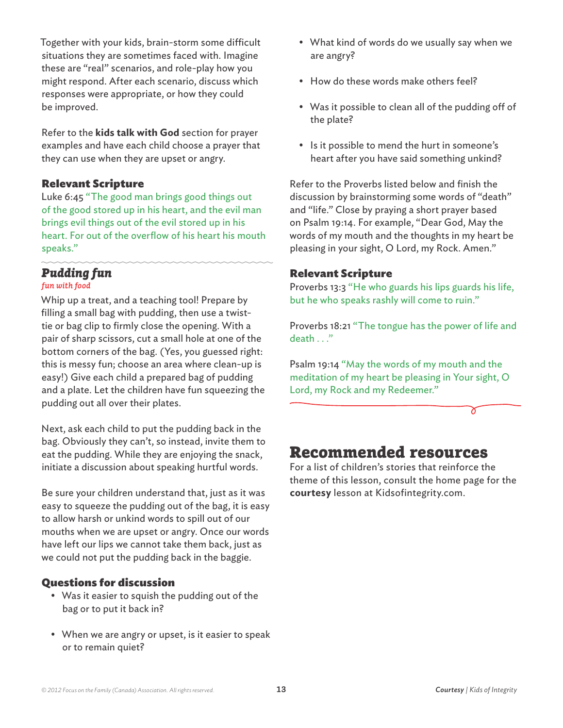Together with your kids, brain-storm some difficult situations they are sometimes faced with. Imagine these are "real" scenarios, and role-play how you might respond. After each scenario, discuss which responses were appropriate, or how they could be improved.

Refer to the **kids talk with God** section for prayer examples and have each child choose a prayer that they can use when they are upset or angry.

### Relevant Scripture

Luke 6:45 "The good man brings good things out of the good stored up in his heart, and the evil man brings evil things out of the evil stored up in his heart. For out of the overflow of his heart his mouth speaks."

## *Pudding fun*

*fun with food*

Whip up a treat, and a teaching tool! Prepare by filling a small bag with pudding, then use a twist-tie or bag clip to firmly close the opening. With a pair of sharp scissors, cut a small hole at one of the bottom corners of the bag. (Yes, you guessed right: this is messy fun; choose an area where clean-up is easy!) Give each child a prepared bag of pudding and a plate. Let the children have fun squeezing the pudding out all over their plates.

Next, ask each child to put the pudding back in the bag. Obviously they can't, so instead, invite them to eat the pudding. While they are enjoying the snack, initiate a discussion about speaking hurtful words.

Be sure your children understand that, just as it was easy to squeeze the pudding out of the bag, it is easy to allow harsh or unkind words to spill out of our mouths when we are upset or angry. Once our words have left our lips we cannot take them back, just as we could not put the pudding back in the baggie.

### Questions for discussion

- Was it easier to squish the pudding out of the bag or to put it back in?
- When we are angry or upset, is it easier to speak or to remain quiet?
- What kind of words do we usually say when we are angry?
- How do these words make others feel?
- Was it possible to clean all of the pudding off of the plate?
- Is it possible to mend the hurt in someone's heart after you have said something unkind?

Refer to the Proverbs listed below and finish the discussion by brainstorming some words of "death" and "life." Close by praying a short prayer based on Psalm 19:14. For example, "Dear God, May the words of my mouth and the thoughts in my heart be pleasing in your sight, O Lord, my Rock. Amen."

### Relevant Scripture

Proverbs 13:3 "He who guards his lips guards his life, but he who speaks rashly will come to ruin."

Proverbs 18:21 "The tongue has the power of life and death . . ."

Psalm 19:14 "May the words of my mouth and the meditation of my heart be pleasing in Your sight, O Lord, my Rock and my Redeemer."

# Recommended resources

For a list of children's stories that reinforce the theme of this lesson, consult the home page for the **courtesy** lesson at Kidsofintegrity.com.